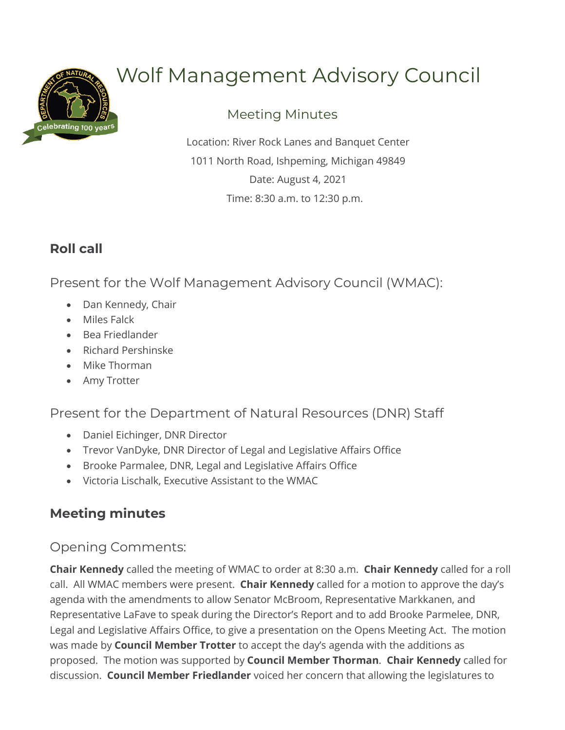# Wolf Management Advisory Council

## Meeting Minutes

Location: River Rock Lanes and Banquet Center
1011 North Road, Ishpeming, Michigan 49849
Date: August 4, 2021
Time: 8:30 a.m. to 12:30 p.m.

## Roll call

### Present for the Wolf Management Advisory Council (WMAC):

- Dan Kennedy, Chair
- Miles Falck
- Bea Friedlander
- Richard Pershinske
- Mike Thorman
- Amy Trotter

### Present for the Department of Natural Resources (DNR) Staff

- Daniel Eichinger, DNR Director
- Trevor VanDyke, DNR Director of Legal and Legislative Affairs Office
- Brooke Parmalee, DNR, Legal and Legislative Affairs Office
- Victoria Lischalk, Executive Assistant to the WMAC

## Meeting minutes

### Opening Comments:

**Chair Kennedy** called the meeting of WMAC to order at 8:30 a.m. **Chair Kennedy** called for a roll call. All WMAC members were present. **Chair Kennedy** called for a motion to approve the day's agenda with the amendments to allow Senator McBroom, Representative Markkanen, and Representative LaFave to speak during the Director's Report and to add Brooke Parmelee, DNR, Legal and Legislative Affairs Office, to give a presentation on the Opens Meeting Act. The motion was made by **Council Member Trotter** to accept the day's agenda with the additions as proposed. The motion was supported by **Council Member Thorman**. **Chair Kennedy** called for discussion. **Council Member Friedlander** voiced her concern that allowing the legislatures to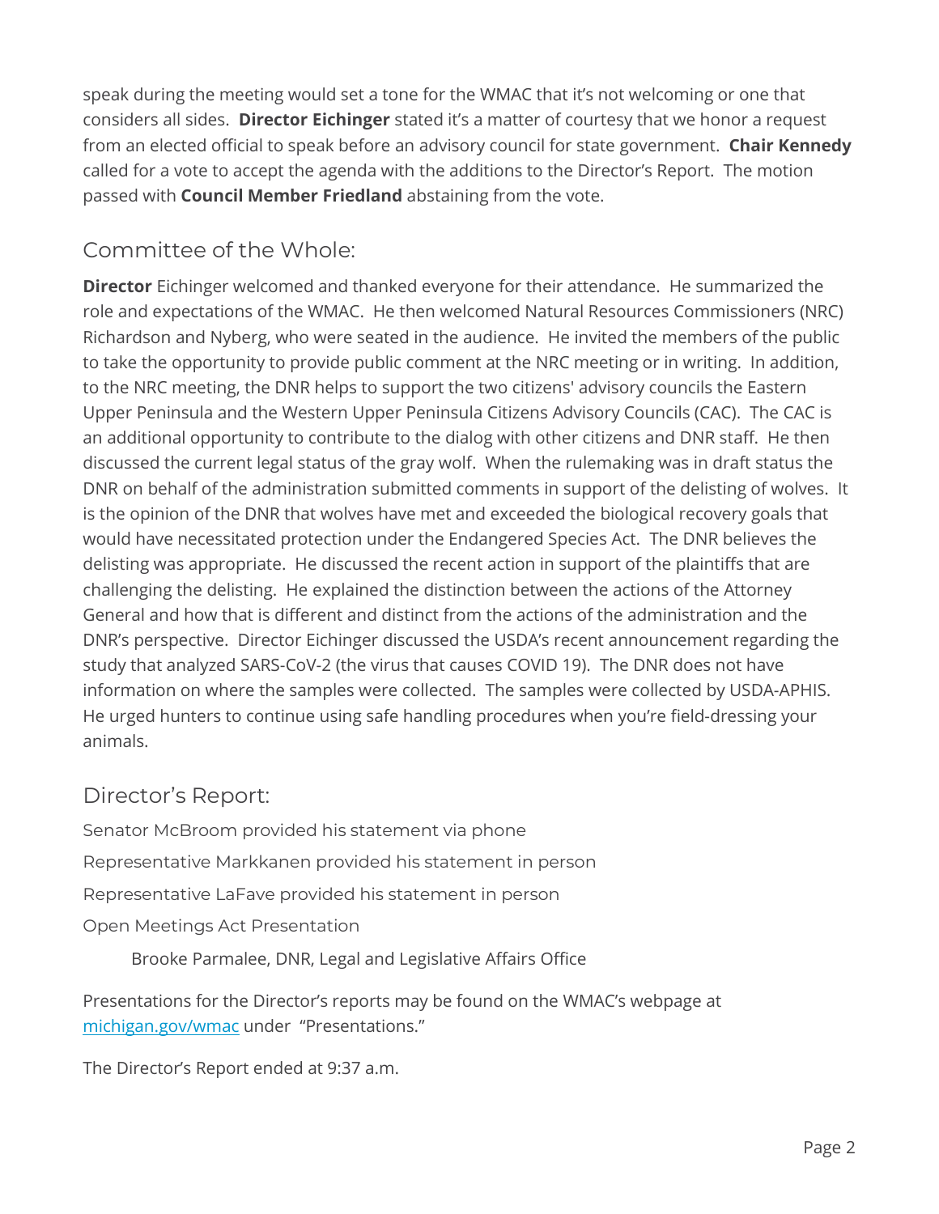speak during the meeting would set a tone for the WMAC that it's not welcoming or one that considers all sides. **Director Eichinger** stated it's a matter of courtesy that we honor a request from an elected official to speak before an advisory council for state government. **Chair Kennedy** called for a vote to accept the agenda with the additions to the Director's Report. The motion passed with **Council Member Friedland** abstaining from the vote.

## Committee of the Whole:

**Director** Eichinger welcomed and thanked everyone for their attendance. He summarized the role and expectations of the WMAC. He then welcomed Natural Resources Commissioners (NRC) Richardson and Nyberg, who were seated in the audience. He invited the members of the public to take the opportunity to provide public comment at the NRC meeting or in writing. In addition, to the NRC meeting, the DNR helps to support the two citizens' advisory councils the Eastern Upper Peninsula and the Western Upper Peninsula Citizens Advisory Councils (CAC). The CAC is an additional opportunity to contribute to the dialog with other citizens and DNR staff. He then discussed the current legal status of the gray wolf. When the rulemaking was in draft status the DNR on behalf of the administration submitted comments in support of the delisting of wolves. It is the opinion of the DNR that wolves have met and exceeded the biological recovery goals that would have necessitated protection under the Endangered Species Act. The DNR believes the delisting was appropriate. He discussed the recent action in support of the plaintiffs that are challenging the delisting. He explained the distinction between the actions of the Attorney General and how that is different and distinct from the actions of the administration and the DNR's perspective. Director Eichinger discussed the USDA's recent announcement regarding the study that analyzed SARS-CoV-2 (the virus that causes COVID 19). The DNR does not have information on where the samples were collected. The samples were collected by USDA-APHIS. He urged hunters to continue using safe handling procedures when you're field-dressing your animals.

## Director's Report:

Senator McBroom provided his statement via phone

Representative Markkanen provided his statement in person

Representative LaFave provided his statement in person

Open Meetings Act Presentation

Brooke Parmalee, DNR, Legal and Legislative Affairs Office

Presentations for the Director's reports may be found on the WMAC's webpage at [michigan.gov/wmac](michigan.gov/wmac) under "Presentations."

The Director's Report ended at 9:37 a.m.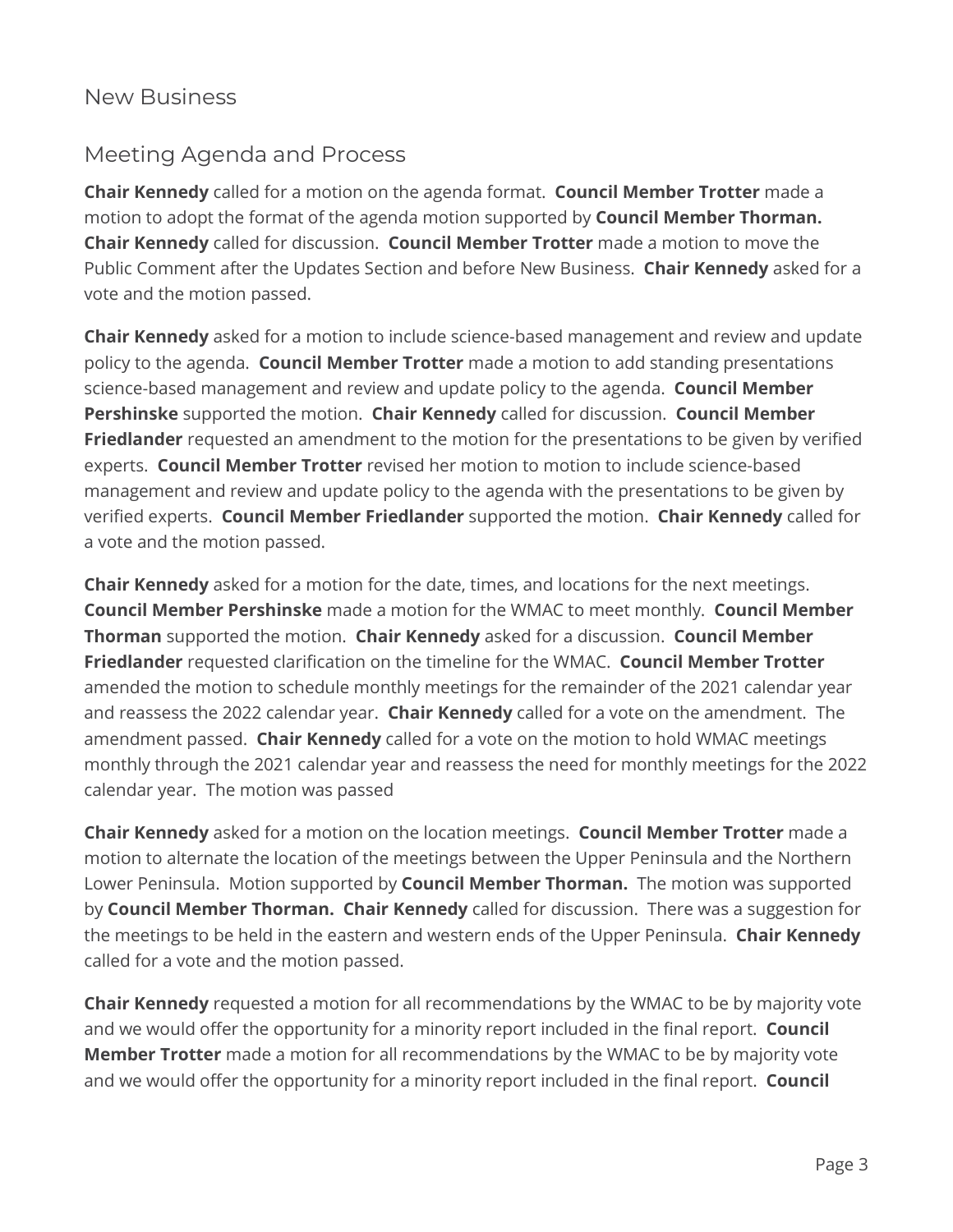## New Business

## Meeting Agenda and Process

**Chair Kennedy** called for a motion on the agenda format. **Council Member Trotter** made a motion to adopt the format of the agenda motion supported by **Council Member Thorman. Chair Kennedy** called for discussion. **Council Member Trotter** made a motion to move the Public Comment after the Updates Section and before New Business. **Chair Kennedy** asked for a vote and the motion passed.

**Chair Kennedy** asked for a motion to include science-based management and review and update policy to the agenda. **Council Member Trotter** made a motion to add standing presentations science-based management and review and update policy to the agenda. **Council Member Pershinske** supported the motion. **Chair Kennedy** called for discussion. **Council Member Friedlander** requested an amendment to the motion for the presentations to be given by verified experts. **Council Member Trotter** revised her motion to motion to include science-based management and review and update policy to the agenda with the presentations to be given by verified experts. **Council Member Friedlander** supported the motion. **Chair Kennedy** called for a vote and the motion passed.

**Chair Kennedy** asked for a motion for the date, times, and locations for the next meetings. **Council Member Pershinske** made a motion for the WMAC to meet monthly. **Council Member Thorman** supported the motion. **Chair Kennedy** asked for a discussion. **Council Member Friedlander** requested clarification on the timeline for the WMAC. **Council Member Trotter** amended the motion to schedule monthly meetings for the remainder of the 2021 calendar year and reassess the 2022 calendar year. **Chair Kennedy** called for a vote on the amendment. The amendment passed. **Chair Kennedy** called for a vote on the motion to hold WMAC meetings monthly through the 2021 calendar year and reassess the need for monthly meetings for the 2022 calendar year. The motion was passed

**Chair Kennedy** asked for a motion on the location meetings. **Council Member Trotter** made a motion to alternate the location of the meetings between the Upper Peninsula and the Northern Lower Peninsula. Motion supported by **Council Member Thorman.** The motion was supported by **Council Member Thorman. Chair Kennedy** called for discussion. There was a suggestion for the meetings to be held in the eastern and western ends of the Upper Peninsula. **Chair Kennedy** called for a vote and the motion passed.

**Chair Kennedy** requested a motion for all recommendations by the WMAC to be by majority vote and we would offer the opportunity for a minority report included in the final report. **Council Member Trotter** made a motion for all recommendations by the WMAC to be by majority vote and we would offer the opportunity for a minority report included in the final report. **Council**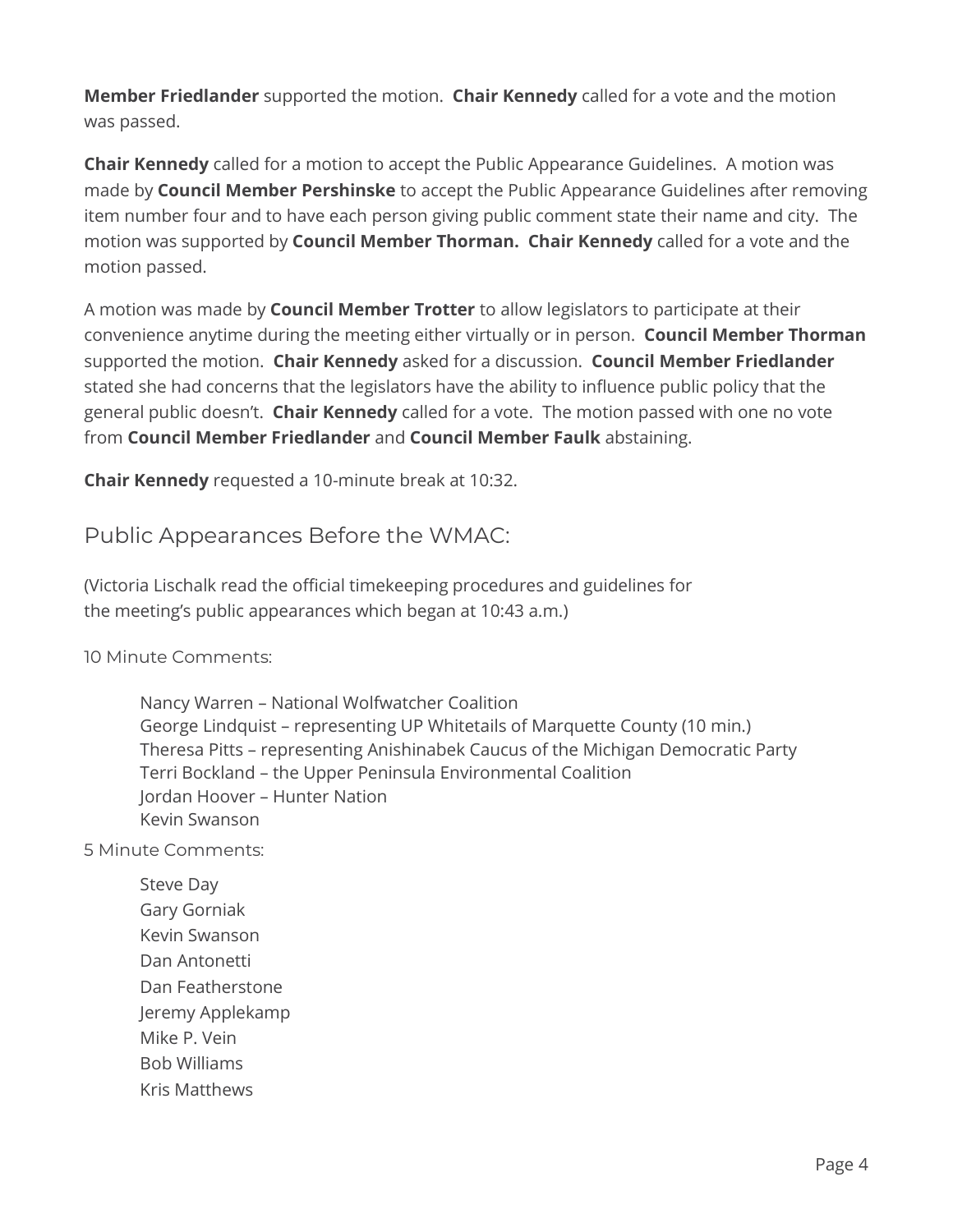**Member Friedlander** supported the motion. **Chair Kennedy** called for a vote and the motion was passed.

**Chair Kennedy** called for a motion to accept the Public Appearance Guidelines. A motion was made by **Council Member Pershinske** to accept the Public Appearance Guidelines after removing item number four and to have each person giving public comment state their name and city. The motion was supported by **Council Member Thorman. Chair Kennedy** called for a vote and the motion passed.

A motion was made by **Council Member Trotter** to allow legislators to participate at their convenience anytime during the meeting either virtually or in person. **Council Member Thorman** supported the motion. **Chair Kennedy** asked for a discussion. **Council Member Friedlander** stated she had concerns that the legislators have the ability to influence public policy that the general public doesn't. **Chair Kennedy** called for a vote. The motion passed with one no vote from **Council Member Friedlander** and **Council Member Faulk** abstaining.

**Chair Kennedy** requested a 10-minute break at 10:32.

## Public Appearances Before the WMAC:

(Victoria Lischalk read the official timekeeping procedures and guidelines for the meeting's public appearances which began at 10:43 a.m.)

### 10 Minute Comments:

Nancy Warren – National Wolfwatcher Coalition
George Lindquist – representing UP Whitetails of Marquette County (10 min.)
Theresa Pitts – representing Anishinabek Caucus of the Michigan Democratic Party
Terri Bockland – the Upper Peninsula Environmental Coalition
Jordan Hoover – Hunter Nation
Kevin Swanson

### 5 Minute Comments:

Steve Day
Gary Gorniak
Kevin Swanson
Dan Antonetti
Dan Featherstone
Jeremy Applekamp
Mike P. Vein
Bob Williams
Kris Matthews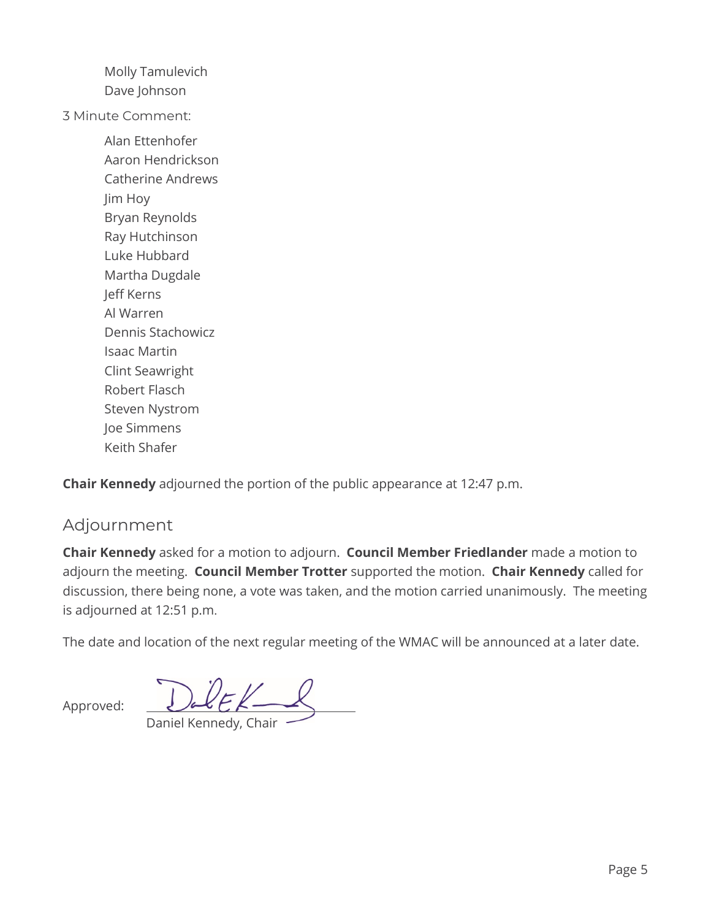Molly Tamulevich
Dave Johnson

3 Minute Comment:

Alan Ettenhofer
Aaron Hendrickson
Catherine Andrews
Jim Hoy
Bryan Reynolds
Ray Hutchinson
Luke Hubbard
Martha Dugdale
Jeff Kerns
Al Warren
Dennis Stachowicz
Isaac Martin
Clint Seawright
Robert Flasch
Steven Nystrom
Joe Simmens
Keith Shafer

**Chair Kennedy** adjourned the portion of the public appearance at 12:47 p.m.

## Adjournment

**Chair Kennedy** asked for a motion to adjourn. **Council Member Friedlander** made a motion to adjourn the meeting. **Council Member Trotter** supported the motion. **Chair Kennedy** called for discussion, there being none, a vote was taken, and the motion carried unanimously. The meeting is adjourned at 12:51 p.m.

The date and location of the next regular meeting of the WMAC will be announced at a later date.

Approved: ______________________
Daniel Kennedy, Chair